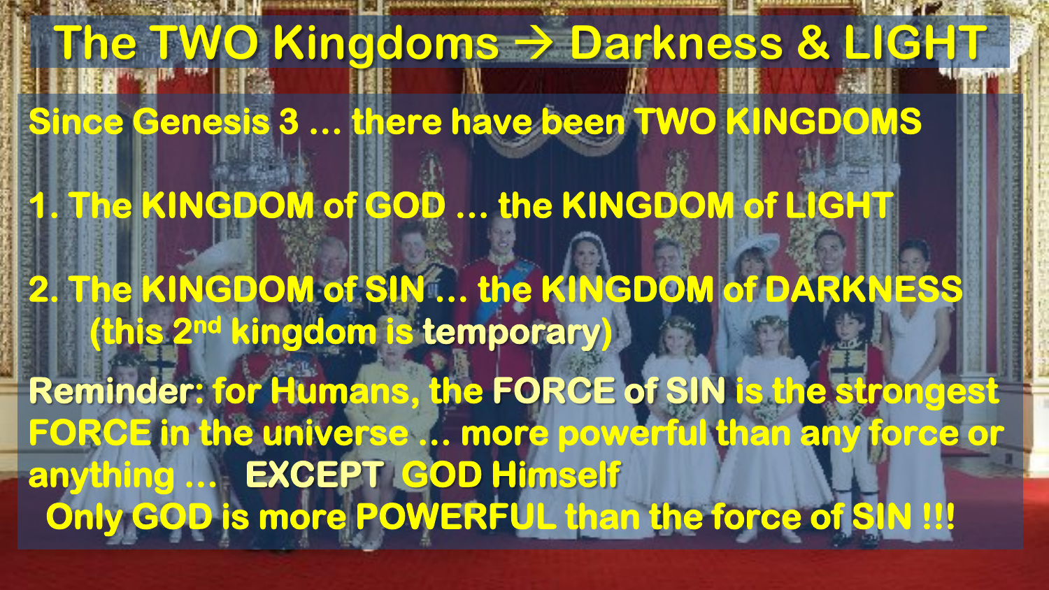# The TWO Kingdoms → Darkness & LIGHT

**Since Genesis 3 … there have been TWO KINGDOMS**

**1. The KINGDOM of GOD … the KINGDOM of LIGHT**

**2. The KINGDOM of SIN … the KINGDOM of DARKNESS**
**(this 2nd kingdom is temporary)**

**Reminder: for Humans, the FORCE of SIN is the strongest FORCE in the universe … more powerful than any force or anything … EXCEPT GOD Himself**
**Only GOD is more POWERFUL than the force of SIN !!!**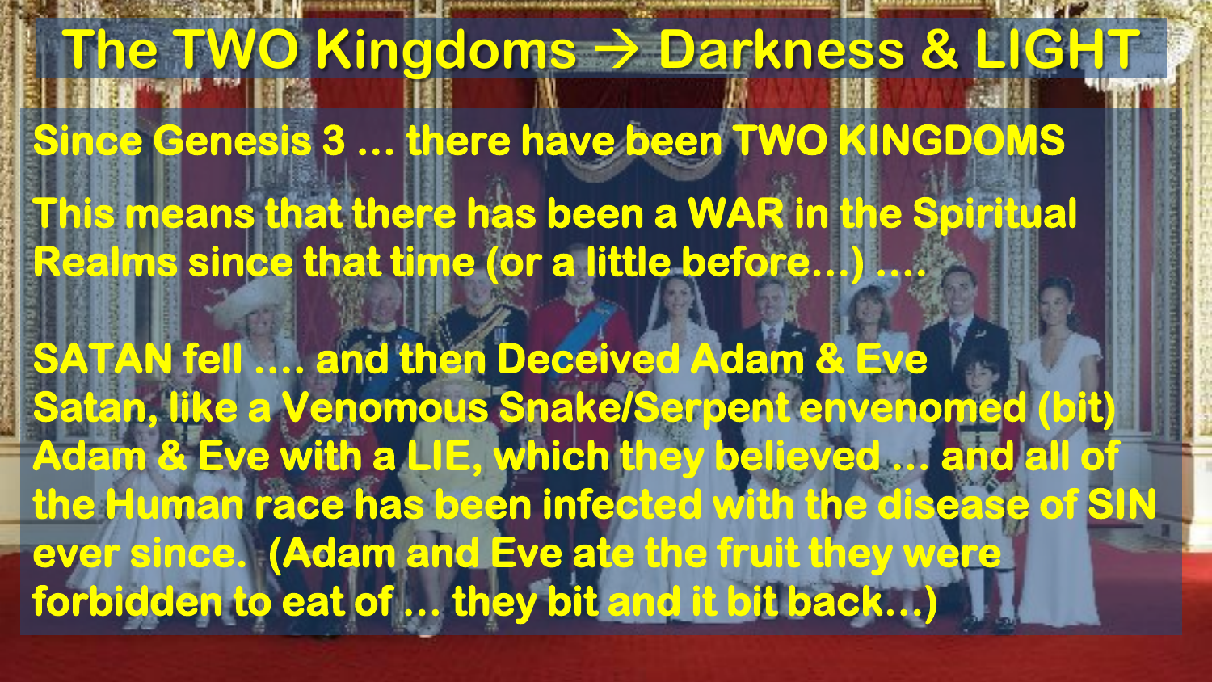# The TWO Kingdoms → Darkness & LIGHT

Since Genesis 3 … there have been TWO KINGDOMS

This means that there has been a WAR in the Spiritual Realms since that time (or a little before…) ….

SATAN fell …. and then Deceived Adam & Eve
Satan, like a Venomous Snake/Serpent envenomed (bit) Adam & Eve with a LIE, which they believed … and all of the Human race has been infected with the disease of SIN ever since. (Adam and Eve ate the fruit they were forbidden to eat of … they bit and it bit back…)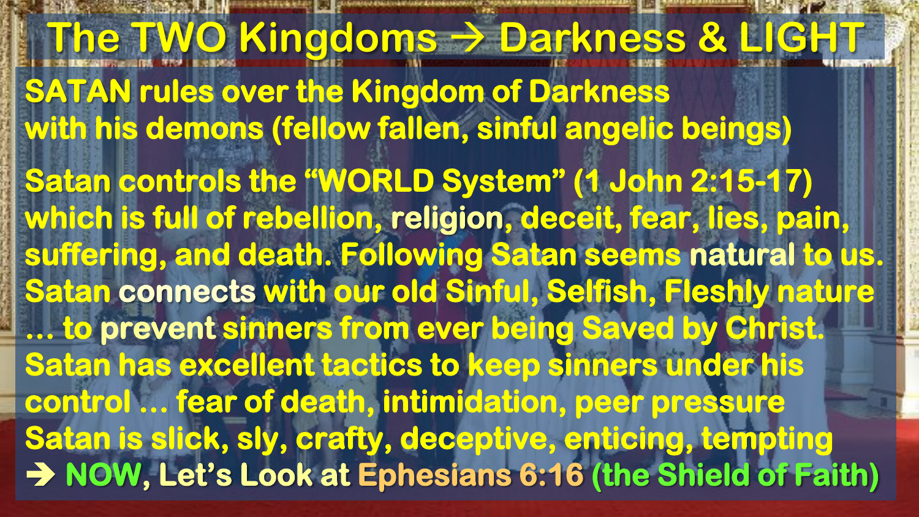# The TWO Kingdoms → Darkness & LIGHT

SATAN rules over the Kingdom of Darkness with his demons (fellow fallen, sinful angelic beings)

Satan controls the "WORLD System" (1 John 2:15-17) which is full of rebellion, religion, deceit, fear, lies, pain, suffering, and death. Following Satan seems natural to us. Satan connects with our old Sinful, Selfish, Fleshly nature … to prevent sinners from ever being Saved by Christ. Satan has excellent tactics to keep sinners under his control … fear of death, intimidation, peer pressure

Satan is slick, sly, crafty, deceptive, enticing, tempting

→ NOW, Let's Look at Ephesians 6:16 (the Shield of Faith)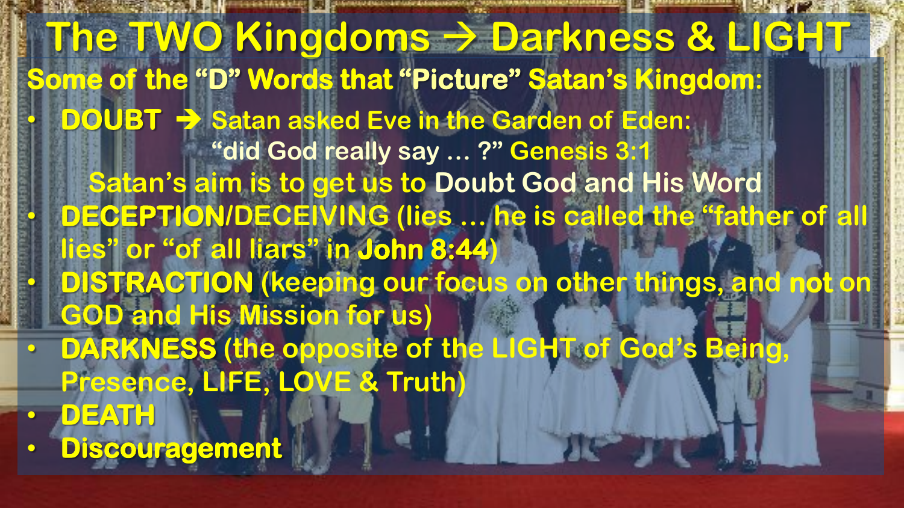# The TWO Kingdoms → Darkness & LIGHT

## Some of the "D" Words that "Picture" Satan's Kingdom:

- **DOUBT** → Satan asked Eve in the Garden of Eden: "did God really say … ?" Genesis 3:1

  Satan's aim is to get us to Doubt God and His Word
- **DECEPTION**/DECEIVING (lies … he is called the "father of all lies" or "of all liars" in **John 8:44**)
- **DISTRACTION** (keeping our focus on other things, and **not** on GOD and His Mission for us)
- **DARKNESS** (the opposite of the LIGHT of God's Being, Presence, LIFE, LOVE & Truth)
- **DEATH**
- **Discouragement**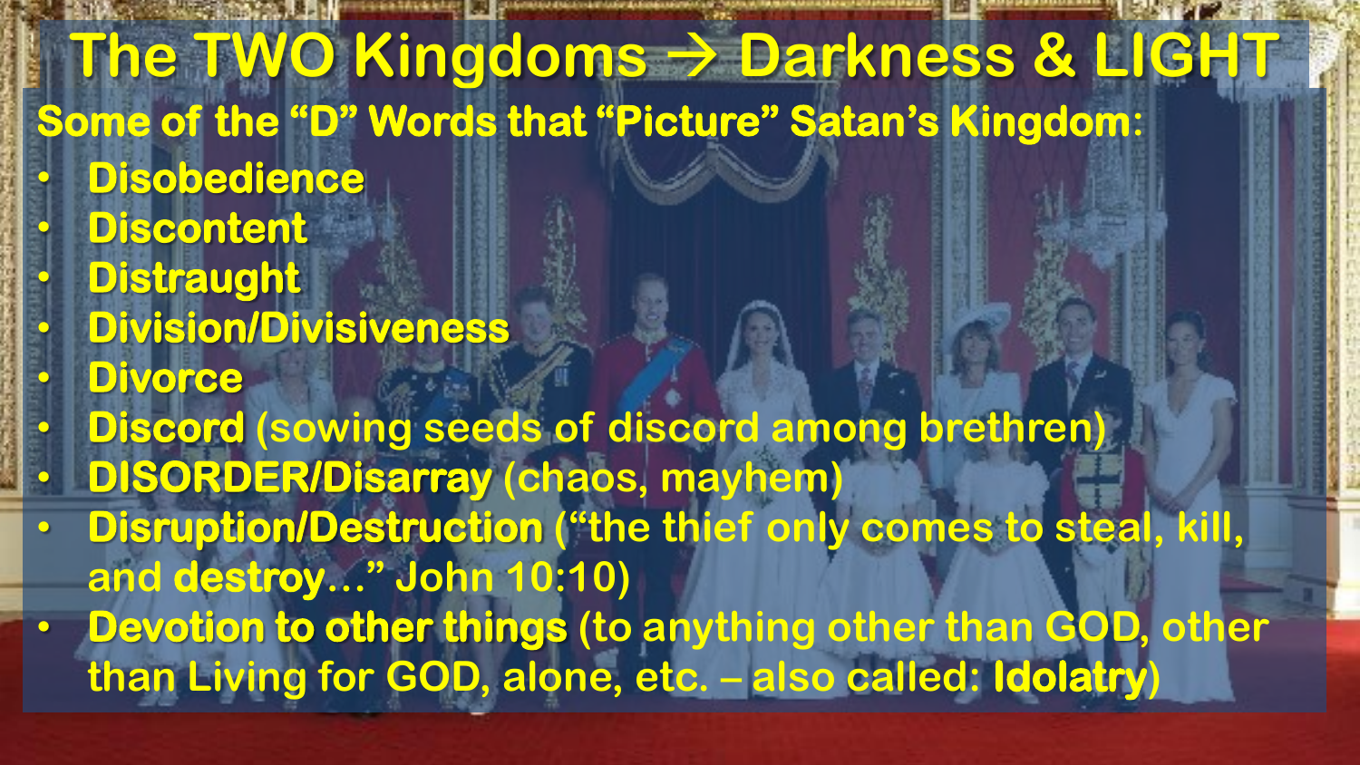# The TWO Kingdoms → Darkness & LIGHT

**Some of the "D" Words that "Picture" Satan's Kingdom:**

- **Disobedience**
- **Discontent**
- **Distraught**
- **Division/Divisiveness**
- **Divorce**
- **Discord** (sowing seeds of discord among brethren)
- **DISORDER/Disarray** (chaos, mayhem)
- **Disruption/Destruction** ("the thief only comes to steal, kill, and **destroy**…" John 10:10)
- **Devotion to other things** (to anything other than GOD, other than Living for GOD, alone, etc. – also called: **Idolatry**)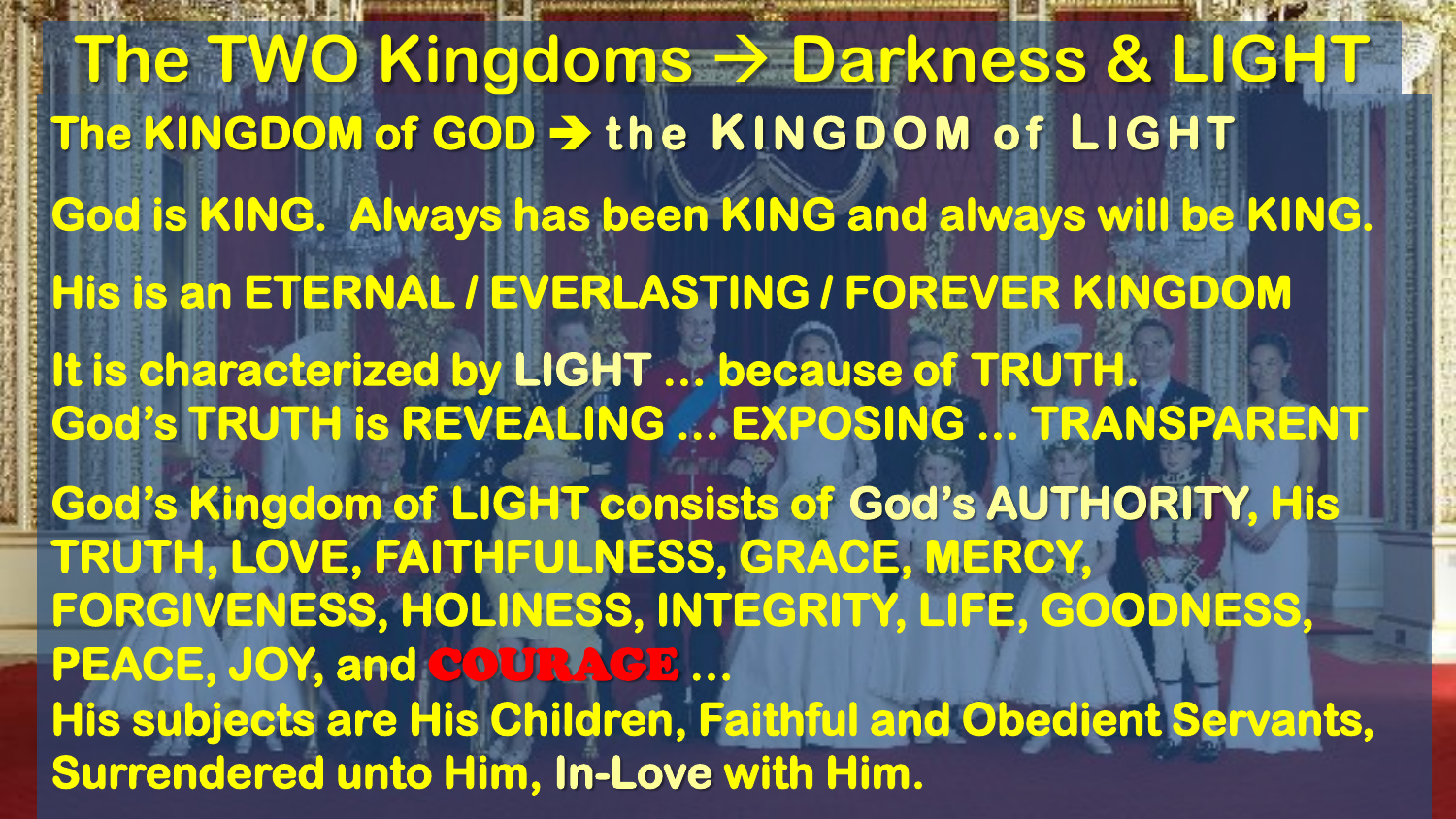# The TWO Kingdoms → Darkness & LIGHT

## The KINGDOM of GOD → the KINGDOM of LIGHT

God is KING. Always has been KING and always will be KING.

His is an ETERNAL / EVERLASTING / FOREVER KINGDOM

It is characterized by LIGHT … because of TRUTH.
God's TRUTH is REVEALING … EXPOSING … TRANSPARENT

God's Kingdom of LIGHT consists of God's AUTHORITY, His TRUTH, LOVE, FAITHFULNESS, GRACE, MERCY, FORGIVENESS, HOLINESS, INTEGRITY, LIFE, GOODNESS, PEACE, JOY, and **COURAGE** …
His subjects are His Children, Faithful and Obedient Servants, Surrendered unto Him, In-Love with Him.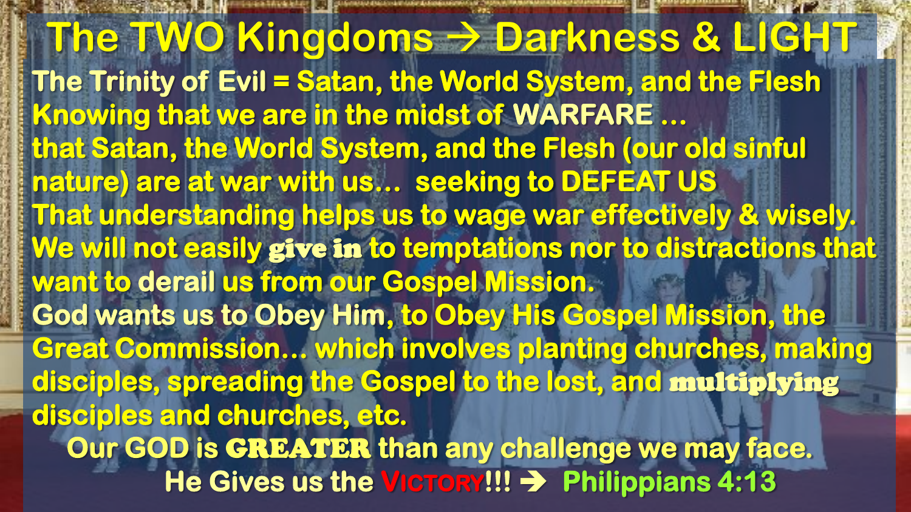# The TWO Kingdoms → Darkness & LIGHT

The Trinity of Evil = Satan, the World System, and the Flesh

Knowing that we are in the midst of WARFARE …

that Satan, the World System, and the Flesh (our old sinful nature) are at war with us… seeking to DEFEAT US

That understanding helps us to wage war effectively & wisely.

We will not easily **give in** to temptations nor to distractions that want to derail us from our Gospel Mission.

God wants us to Obey Him, to Obey His Gospel Mission, the Great Commission… which involves planting churches, making disciples, spreading the Gospel to the lost, and **multiplying** disciples and churches, etc.

Our GOD is **GREATER** than any challenge we may face.

He Gives us the VICTORY!!! → Philippians 4:13